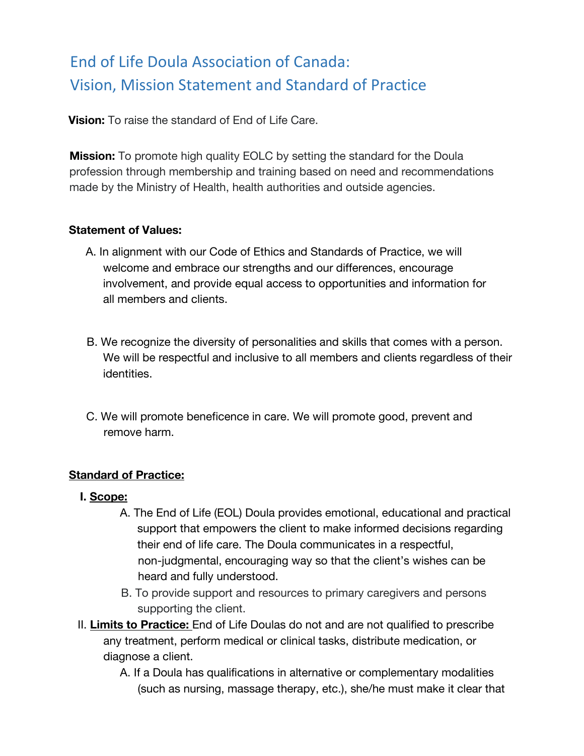# End of Life Doula Association of Canada: Vision, Mission Statement and Standard of Practice

**Vision:** To raise the standard of End of Life Care.

**Mission:** To promote high quality EOLC by setting the standard for the Doula profession through membership and training based on need and recommendations made by the Ministry of Health, health authorities and outside agencies.

**Statement of Values:**

A. In alignment with our Code of Ethics and Standards of Practice, we will welcome and embrace our strengths and our differences, encourage involvement, and provide equal access to opportunities and information for all members and clients.

B. We recognize the diversity of personalities and skills that comes with a person. We will be respectful and inclusive to all members and clients regardless of their identities.

C. We will promote beneficence in care. We will promote good, prevent and remove harm.

**Standard of Practice:**

I. **Scope:**

A. The End of Life (EOL) Doula provides emotional, educational and practical support that empowers the client to make informed decisions regarding their end of life care. The Doula communicates in a respectful, non-judgmental, encouraging way so that the client's wishes can be heard and fully understood.

B. To provide support and resources to primary caregivers and persons supporting the client.

II. **Limits to Practice:** End of Life Doulas do not and are not qualified to prescribe any treatment, perform medical or clinical tasks, distribute medication, or diagnose a client.

A. If a Doula has qualifications in alternative or complementary modalities (such as nursing, massage therapy, etc.), she/he must make it clear that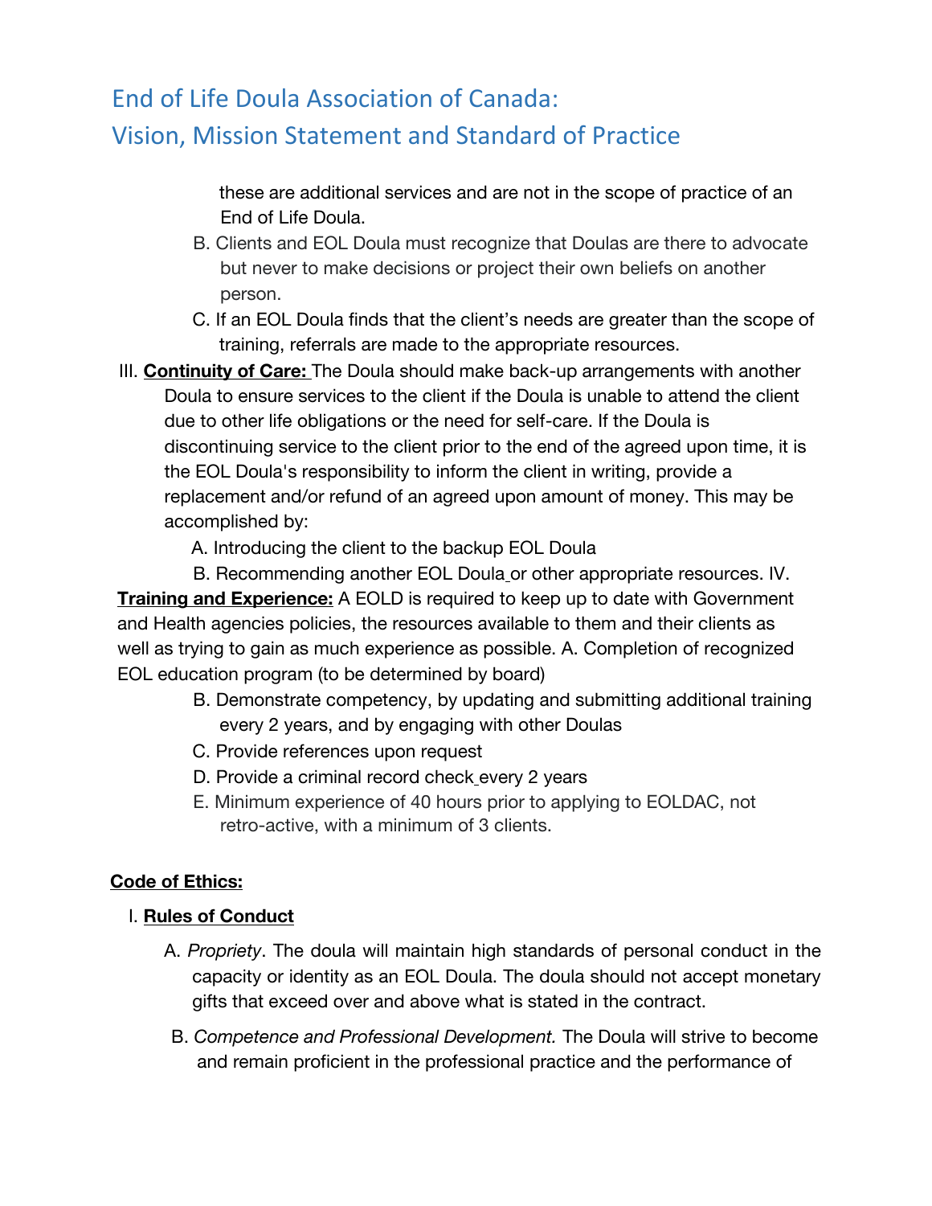these are additional services and are not in the scope of practice of an End of Life Doula.

B. Clients and EOL Doula must recognize that Doulas are there to advocate but never to make decisions or project their own beliefs on another person.

C. If an EOL Doula finds that the client's needs are greater than the scope of training, referrals are made to the appropriate resources.

III. **Continuity of Care:** The Doula should make back-up arrangements with another Doula to ensure services to the client if the Doula is unable to attend the client due to other life obligations or the need for self-care. If the Doula is discontinuing service to the client prior to the end of the agreed upon time, it is the EOL Doula's responsibility to inform the client in writing, provide a replacement and/or refund of an agreed upon amount of money. This may be accomplished by:

A. Introducing the client to the backup EOL Doula

B. Recommending another EOL Doula or other appropriate resources.

IV. **Training and Experience:** A EOLD is required to keep up to date with Government and Health agencies policies, the resources available to them and their clients as well as trying to gain as much experience as possible.

A. Completion of recognized EOL education program (to be determined by board)

B. Demonstrate competency, by updating and submitting additional training every 2 years, and by engaging with other Doulas

C. Provide references upon request

D. Provide a criminal record check every 2 years

E. Minimum experience of 40 hours prior to applying to EOLDAC, not retro-active, with a minimum of 3 clients.

**Code of Ethics:**

I. **Rules of Conduct**

A. *Propriety*. The doula will maintain high standards of personal conduct in the capacity or identity as an EOL Doula. The doula should not accept monetary gifts that exceed over and above what is stated in the contract.

B. *Competence and Professional Development.* The Doula will strive to become and remain proficient in the professional practice and the performance of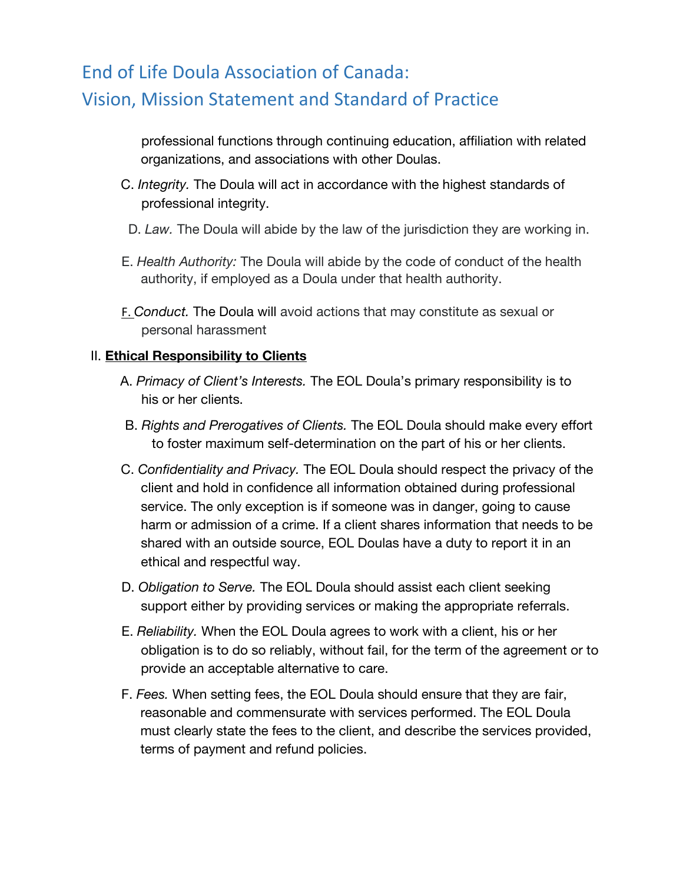professional functions through continuing education, affiliation with related organizations, and associations with other Doulas.

C. *Integrity.* The Doula will act in accordance with the highest standards of professional integrity.

D. *Law.* The Doula will abide by the law of the jurisdiction they are working in.

E. *Health Authority:* The Doula will abide by the code of conduct of the health authority, if employed as a Doula under that health authority.

F. *Conduct.* The Doula will avoid actions that may constitute as sexual or personal harassment

II. **Ethical Responsibility to Clients**

A. *Primacy of Client's Interests.* The EOL Doula's primary responsibility is to his or her clients.

B. *Rights and Prerogatives of Clients.* The EOL Doula should make every effort to foster maximum self-determination on the part of his or her clients.

C. *Confidentiality and Privacy.* The EOL Doula should respect the privacy of the client and hold in confidence all information obtained during professional service. The only exception is if someone was in danger, going to cause harm or admission of a crime. If a client shares information that needs to be shared with an outside source, EOL Doulas have a duty to report it in an ethical and respectful way.

D. *Obligation to Serve.* The EOL Doula should assist each client seeking support either by providing services or making the appropriate referrals.

E. *Reliability.* When the EOL Doula agrees to work with a client, his or her obligation is to do so reliably, without fail, for the term of the agreement or to provide an acceptable alternative to care.

F. *Fees.* When setting fees, the EOL Doula should ensure that they are fair, reasonable and commensurate with services performed. The EOL Doula must clearly state the fees to the client, and describe the services provided, terms of payment and refund policies.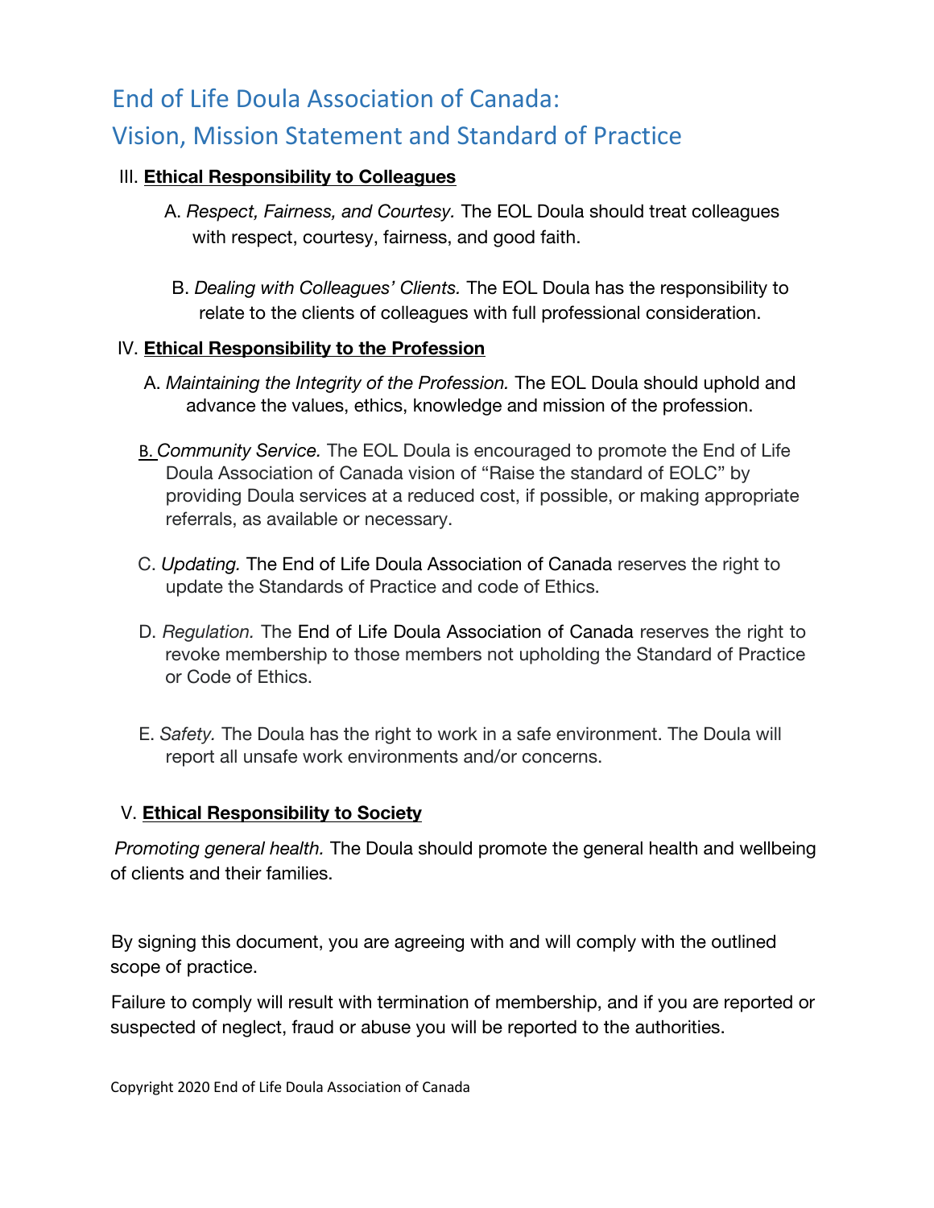# End of Life Doula Association of Canada: Vision, Mission Statement and Standard of Practice

III. **Ethical Responsibility to Colleagues**

A. *Respect, Fairness, and Courtesy.* The EOL Doula should treat colleagues with respect, courtesy, fairness, and good faith.

B. *Dealing with Colleagues' Clients.* The EOL Doula has the responsibility to relate to the clients of colleagues with full professional consideration.

IV. **Ethical Responsibility to the Profession**

A. *Maintaining the Integrity of the Profession.* The EOL Doula should uphold and advance the values, ethics, knowledge and mission of the profession.

B. *Community Service.* The EOL Doula is encouraged to promote the End of Life Doula Association of Canada vision of "Raise the standard of EOLC" by providing Doula services at a reduced cost, if possible, or making appropriate referrals, as available or necessary.

C. *Updating.* The End of Life Doula Association of Canada reserves the right to update the Standards of Practice and code of Ethics.

D. *Regulation.* The End of Life Doula Association of Canada reserves the right to revoke membership to those members not upholding the Standard of Practice or Code of Ethics.

E. *Safety.* The Doula has the right to work in a safe environment. The Doula will report all unsafe work environments and/or concerns.

V. **Ethical Responsibility to Society**

*Promoting general health.* The Doula should promote the general health and wellbeing of clients and their families.

By signing this document, you are agreeing with and will comply with the outlined scope of practice.

Failure to comply will result with termination of membership, and if you are reported or suspected of neglect, fraud or abuse you will be reported to the authorities.

Copyright 2020 End of Life Doula Association of Canada